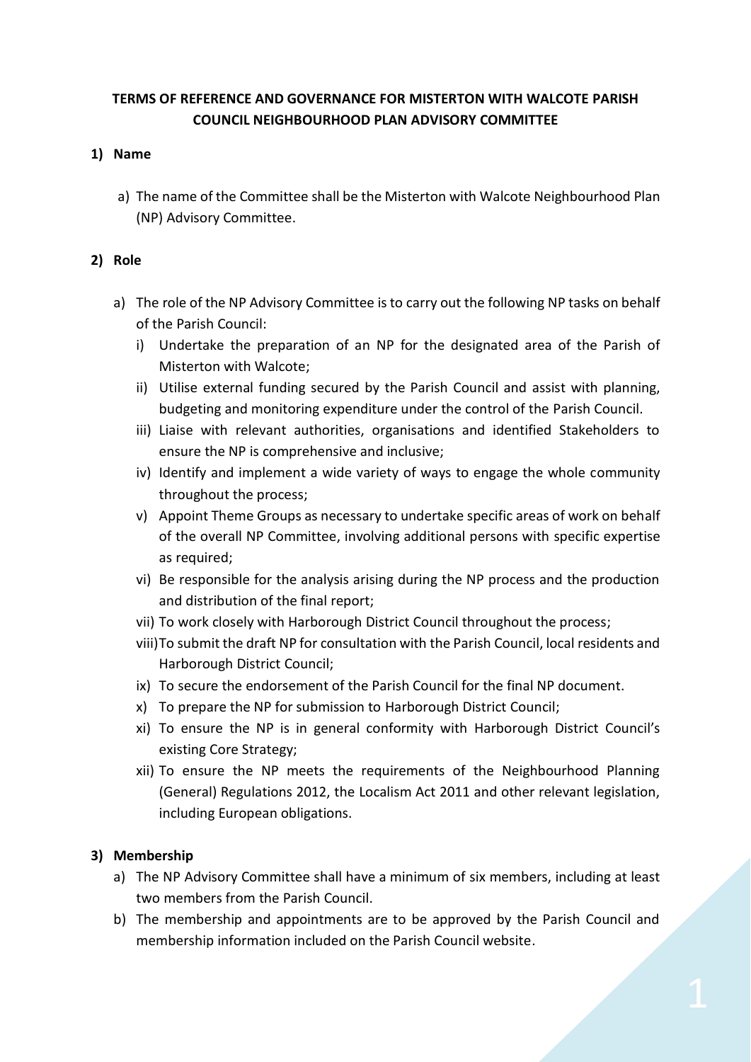**TERMS OF REFERENCE AND GOVERNANCE FOR MISTERTON WITH WALCOTE PARISH COUNCIL NEIGHBOURHOOD PLAN ADVISORY COMMITTEE**

**1) Name**

a) The name of the Committee shall be the Misterton with Walcote Neighbourhood Plan (NP) Advisory Committee.

**2) Role**

a) The role of the NP Advisory Committee is to carry out the following NP tasks on behalf of the Parish Council:

   i) Undertake the preparation of an NP for the designated area of the Parish of Misterton with Walcote;

   ii) Utilise external funding secured by the Parish Council and assist with planning, budgeting and monitoring expenditure under the control of the Parish Council.

   iii) Liaise with relevant authorities, organisations and identified Stakeholders to ensure the NP is comprehensive and inclusive;

   iv) Identify and implement a wide variety of ways to engage the whole community throughout the process;

   v) Appoint Theme Groups as necessary to undertake specific areas of work on behalf of the overall NP Committee, involving additional persons with specific expertise as required;

   vi) Be responsible for the analysis arising during the NP process and the production and distribution of the final report;

   vii) To work closely with Harborough District Council throughout the process;

   viii) To submit the draft NP for consultation with the Parish Council, local residents and Harborough District Council;

   ix) To secure the endorsement of the Parish Council for the final NP document.

   x) To prepare the NP for submission to Harborough District Council;

   xi) To ensure the NP is in general conformity with Harborough District Council's existing Core Strategy;

   xii) To ensure the NP meets the requirements of the Neighbourhood Planning (General) Regulations 2012, the Localism Act 2011 and other relevant legislation, including European obligations.

**3) Membership**

a) The NP Advisory Committee shall have a minimum of six members, including at least two members from the Parish Council.

b) The membership and appointments are to be approved by the Parish Council and membership information included on the Parish Council website.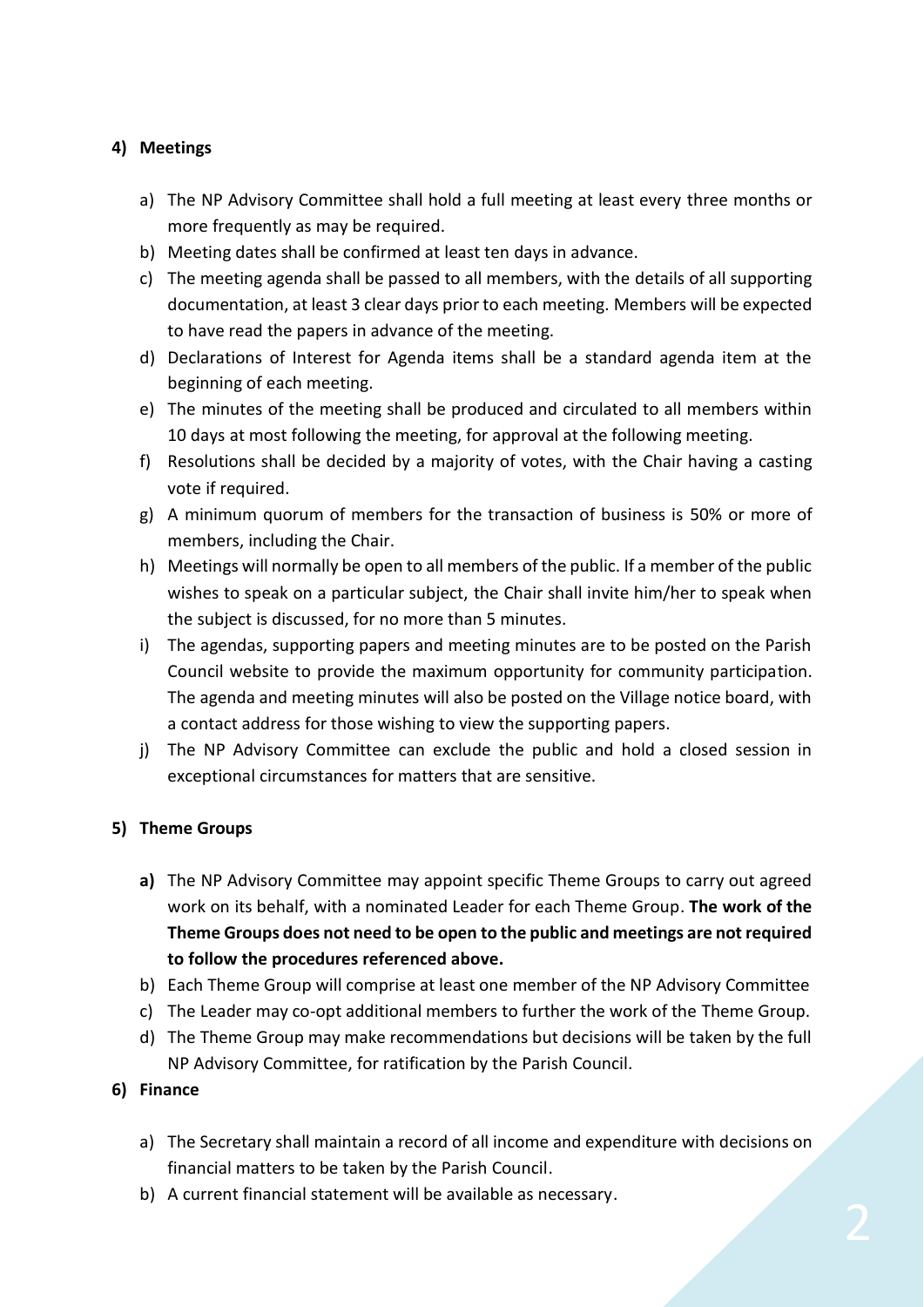## 4) Meetings

a) The NP Advisory Committee shall hold a full meeting at least every three months or more frequently as may be required.
b) Meeting dates shall be confirmed at least ten days in advance.
c) The meeting agenda shall be passed to all members, with the details of all supporting documentation, at least 3 clear days prior to each meeting. Members will be expected to have read the papers in advance of the meeting.
d) Declarations of Interest for Agenda items shall be a standard agenda item at the beginning of each meeting.
e) The minutes of the meeting shall be produced and circulated to all members within 10 days at most following the meeting, for approval at the following meeting.
f) Resolutions shall be decided by a majority of votes, with the Chair having a casting vote if required.
g) A minimum quorum of members for the transaction of business is 50% or more of members, including the Chair.
h) Meetings will normally be open to all members of the public. If a member of the public wishes to speak on a particular subject, the Chair shall invite him/her to speak when the subject is discussed, for no more than 5 minutes.
i) The agendas, supporting papers and meeting minutes are to be posted on the Parish Council website to provide the maximum opportunity for community participation. The agenda and meeting minutes will also be posted on the Village notice board, with a contact address for those wishing to view the supporting papers.
j) The NP Advisory Committee can exclude the public and hold a closed session in exceptional circumstances for matters that are sensitive.

## 5) Theme Groups

**a)** The NP Advisory Committee may appoint specific Theme Groups to carry out agreed work on its behalf, with a nominated Leader for each Theme Group. **The work of the Theme Groups does not need to be open to the public and meetings are not required to follow the procedures referenced above.**
b) Each Theme Group will comprise at least one member of the NP Advisory Committee
c) The Leader may co-opt additional members to further the work of the Theme Group.
d) The Theme Group may make recommendations but decisions will be taken by the full NP Advisory Committee, for ratification by the Parish Council.

## 6) Finance

a) The Secretary shall maintain a record of all income and expenditure with decisions on financial matters to be taken by the Parish Council.
b) A current financial statement will be available as necessary.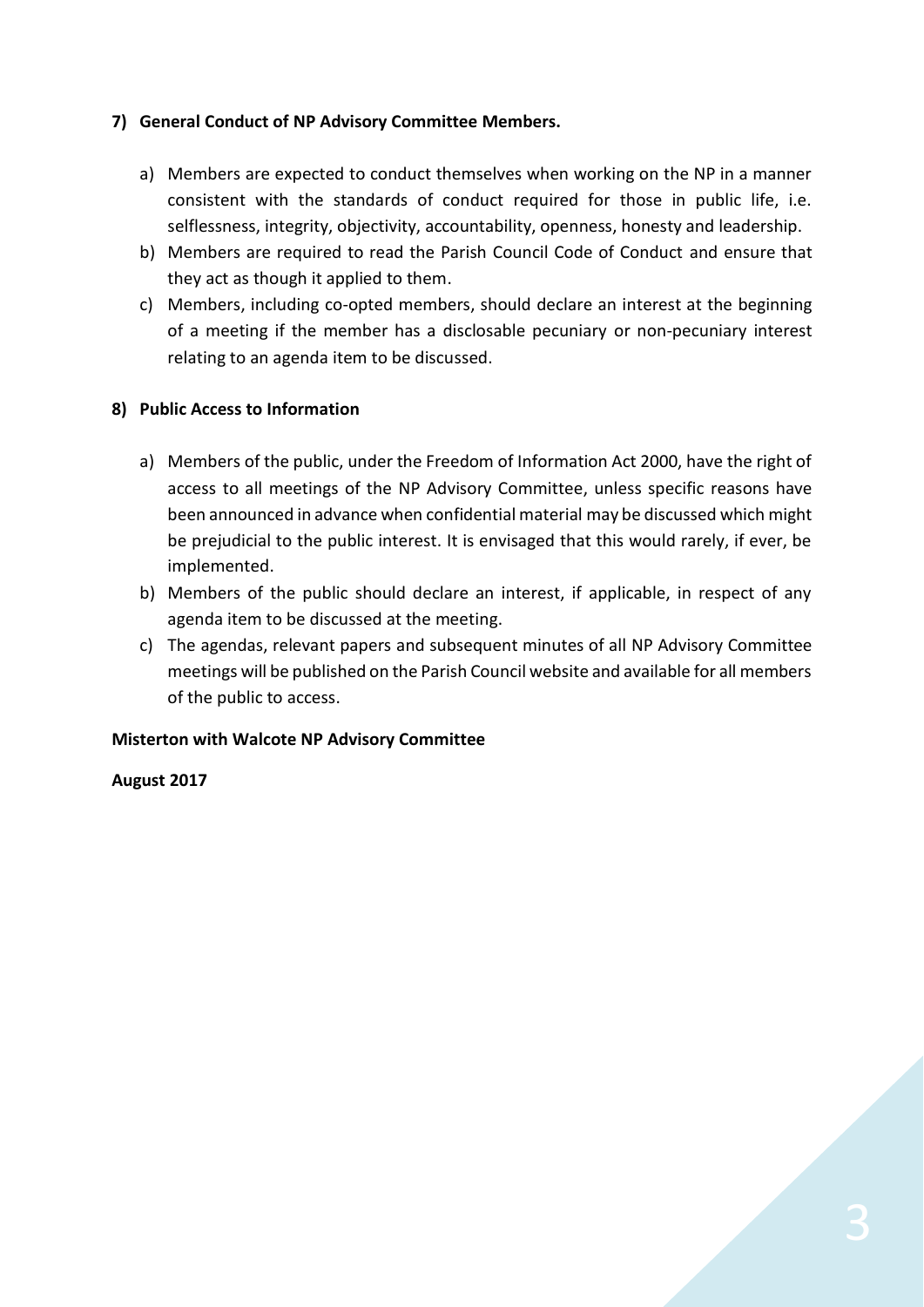**7) General Conduct of NP Advisory Committee Members.**

a) Members are expected to conduct themselves when working on the NP in a manner consistent with the standards of conduct required for those in public life, i.e. selflessness, integrity, objectivity, accountability, openness, honesty and leadership.

b) Members are required to read the Parish Council Code of Conduct and ensure that they act as though it applied to them.

c) Members, including co-opted members, should declare an interest at the beginning of a meeting if the member has a disclosable pecuniary or non-pecuniary interest relating to an agenda item to be discussed.

**8) Public Access to Information**

a) Members of the public, under the Freedom of Information Act 2000, have the right of access to all meetings of the NP Advisory Committee, unless specific reasons have been announced in advance when confidential material may be discussed which might be prejudicial to the public interest. It is envisaged that this would rarely, if ever, be implemented.

b) Members of the public should declare an interest, if applicable, in respect of any agenda item to be discussed at the meeting.

c) The agendas, relevant papers and subsequent minutes of all NP Advisory Committee meetings will be published on the Parish Council website and available for all members of the public to access.

**Misterton with Walcote NP Advisory Committee**

**August 2017**